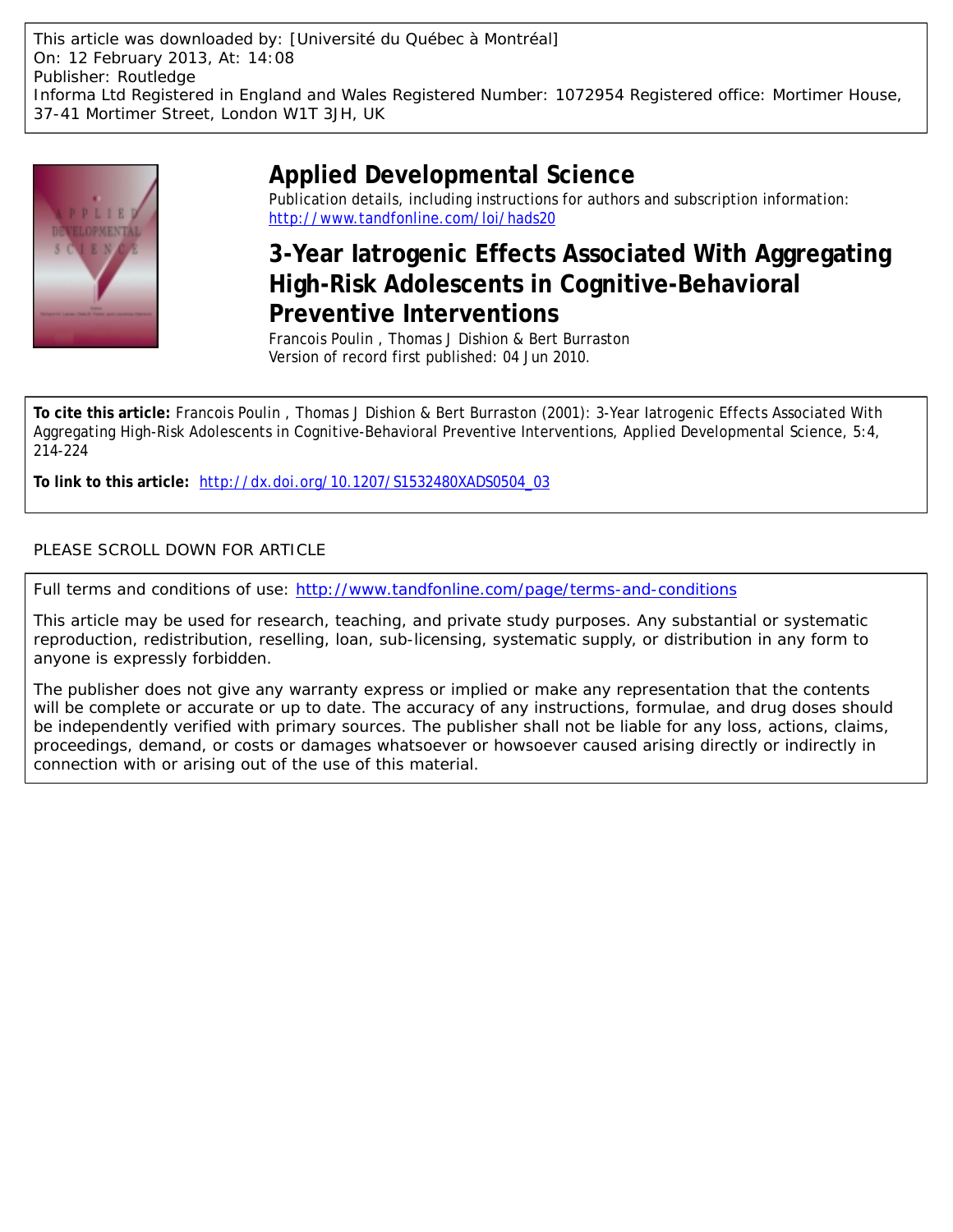This article was downloaded by: [Université du Québec à Montréal]
On: 12 February 2013, At: 14:08
Publisher: Routledge
Informa Ltd Registered in England and Wales Registered Number: 1072954 Registered office: Mortimer House, 37-41 Mortimer Street, London W1T 3JH, UK

# Applied Developmental Science

Publication details, including instructions for authors and subscription information:
http://www.tandfonline.com/loi/hads20

## 3-Year Iatrogenic Effects Associated With Aggregating High-Risk Adolescents in Cognitive-Behavioral Preventive Interventions

Francois Poulin , Thomas J Dishion & Bert Burraston
Version of record first published: 04 Jun 2010.

**To cite this article:** Francois Poulin , Thomas J Dishion & Bert Burraston (2001): 3-Year Iatrogenic Effects Associated With Aggregating High-Risk Adolescents in Cognitive-Behavioral Preventive Interventions, Applied Developmental Science, 5:4, 214-224

**To link to this article:** http://dx.doi.org/10.1207/S1532480XADS0504_03

PLEASE SCROLL DOWN FOR ARTICLE

Full terms and conditions of use: http://www.tandfonline.com/page/terms-and-conditions

This article may be used for research, teaching, and private study purposes. Any substantial or systematic reproduction, redistribution, reselling, loan, sub-licensing, systematic supply, or distribution in any form to anyone is expressly forbidden.

The publisher does not give any warranty express or implied or make any representation that the contents will be complete or accurate or up to date. The accuracy of any instructions, formulae, and drug doses should be independently verified with primary sources. The publisher shall not be liable for any loss, actions, claims, proceedings, demand, or costs or damages whatsoever or howsoever caused arising directly or indirectly in connection with or arising out of the use of this material.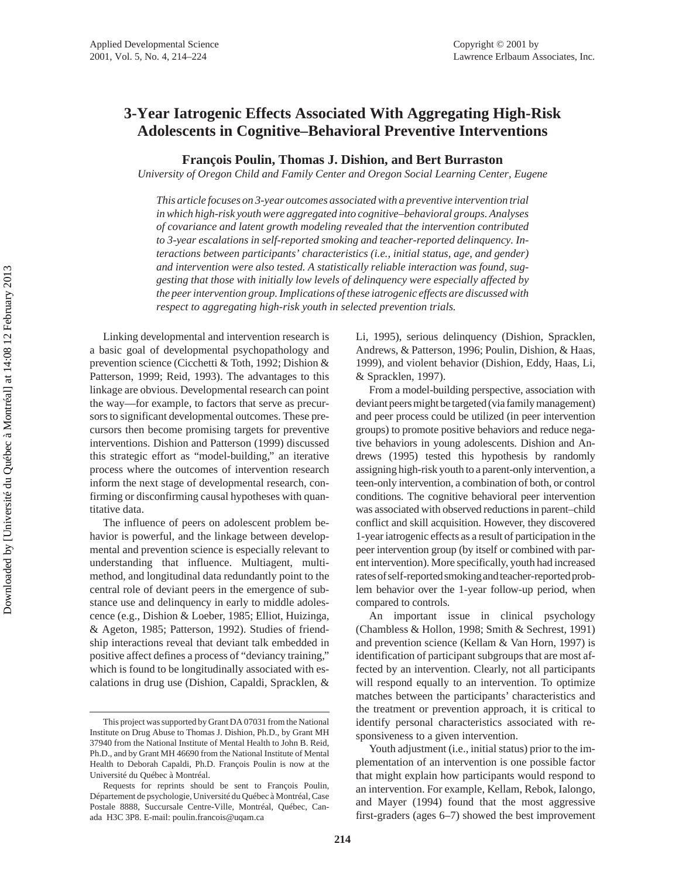# 3-Year Iatrogenic Effects Associated With Aggregating High-Risk Adolescents in Cognitive–Behavioral Preventive Interventions

**François Poulin, Thomas J. Dishion, and Bert Burraston**

*University of Oregon Child and Family Center and Oregon Social Learning Center, Eugene*

*This article focuses on 3-year outcomes associated with a preventive intervention trial in which high-risk youth were aggregated into cognitive–behavioral groups. Analyses of covariance and latent growth modeling revealed that the intervention contributed to 3-year escalations in self-reported smoking and teacher-reported delinquency. Interactions between participants' characteristics (i.e., initial status, age, and gender) and intervention were also tested. A statistically reliable interaction was found, suggesting that those with initially low levels of delinquency were especially affected by the peer intervention group. Implications of these iatrogenic effects are discussed with respect to aggregating high-risk youth in selected prevention trials.*

Linking developmental and intervention research is a basic goal of developmental psychopathology and prevention science (Cicchetti & Toth, 1992; Dishion & Patterson, 1999; Reid, 1993). The advantages to this linkage are obvious. Developmental research can point the way—for example, to factors that serve as precursors to significant developmental outcomes. These precursors then become promising targets for preventive interventions. Dishion and Patterson (1999) discussed this strategic effort as "model-building," an iterative process where the outcomes of intervention research inform the next stage of developmental research, confirming or disconfirming causal hypotheses with quantitative data.

The influence of peers on adolescent problem behavior is powerful, and the linkage between developmental and prevention science is especially relevant to understanding that influence. Multiagent, multimethod, and longitudinal data redundantly point to the central role of deviant peers in the emergence of substance use and delinquency in early to middle adolescence (e.g., Dishion & Loeber, 1985; Elliot, Huizinga, & Ageton, 1985; Patterson, 1992). Studies of friendship interactions reveal that deviant talk embedded in positive affect defines a process of "deviancy training," which is found to be longitudinally associated with escalations in drug use (Dishion, Capaldi, Spracklen, & Li, 1995), serious delinquency (Dishion, Spracklen, Andrews, & Patterson, 1996; Poulin, Dishion, & Haas, 1999), and violent behavior (Dishion, Eddy, Haas, Li, & Spracklen, 1997).

From a model-building perspective, association with deviant peers might be targeted (via family management) and peer process could be utilized (in peer intervention groups) to promote positive behaviors and reduce negative behaviors in young adolescents. Dishion and Andrews (1995) tested this hypothesis by randomly assigning high-risk youth to a parent-only intervention, a teen-only intervention, a combination of both, or control conditions. The cognitive behavioral peer intervention was associated with observed reductions in parent–child conflict and skill acquisition. However, they discovered 1-year iatrogenic effects as a result of participation in the peer intervention group (by itself or combined with parent intervention). More specifically, youth had increased rates of self-reported smoking and teacher-reported problem behavior over the 1-year follow-up period, when compared to controls.

An important issue in clinical psychology (Chambless & Hollon, 1998; Smith & Sechrest, 1991) and prevention science (Kellam & Van Horn, 1997) is identification of participant subgroups that are most affected by an intervention. Clearly, not all participants will respond equally to an intervention. To optimize matches between the participants' characteristics and the treatment or prevention approach, it is critical to identify personal characteristics associated with responsiveness to a given intervention.

Youth adjustment (i.e., initial status) prior to the implementation of an intervention is one possible factor that might explain how participants would respond to an intervention. For example, Kellam, Rebok, Ialongo, and Mayer (1994) found that the most aggressive first-graders (ages 6–7) showed the best improvement

---

This project was supported by Grant DA 07031 from the National Institute on Drug Abuse to Thomas J. Dishion, Ph.D., by Grant MH 37940 from the National Institute of Mental Health to John B. Reid, Ph.D., and by Grant MH 46690 from the National Institute of Mental Health to Deborah Capaldi, Ph.D. François Poulin is now at the Université du Québec à Montréal.

Requests for reprints should be sent to François Poulin, Département de psychologie, Université du Québec à Montréal, Case Postale 8888, Succursale Centre-Ville, Montréal, Québec, Canada H3C 3P8. E-mail: poulin.francois@uqam.ca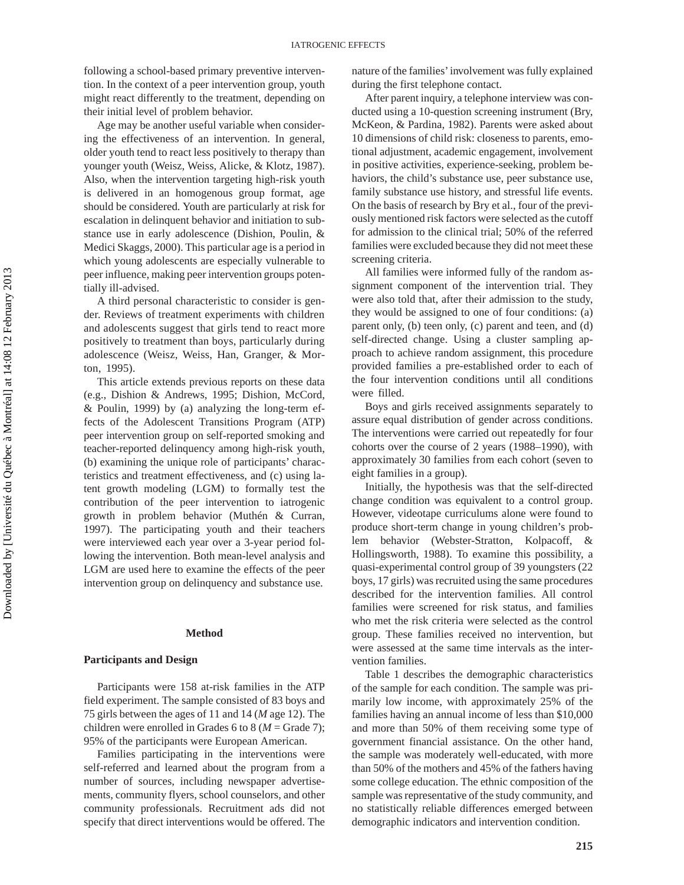following a school-based primary preventive intervention. In the context of a peer intervention group, youth might react differently to the treatment, depending on their initial level of problem behavior.

Age may be another useful variable when considering the effectiveness of an intervention. In general, older youth tend to react less positively to therapy than younger youth (Weisz, Weiss, Alicke, & Klotz, 1987). Also, when the intervention targeting high-risk youth is delivered in an homogenous group format, age should be considered. Youth are particularly at risk for escalation in delinquent behavior and initiation to substance use in early adolescence (Dishion, Poulin, & Medici Skaggs, 2000). This particular age is a period in which young adolescents are especially vulnerable to peer influence, making peer intervention groups potentially ill-advised.

A third personal characteristic to consider is gender. Reviews of treatment experiments with children and adolescents suggest that girls tend to react more positively to treatment than boys, particularly during adolescence (Weisz, Weiss, Han, Granger, & Morton, 1995).

This article extends previous reports on these data (e.g., Dishion & Andrews, 1995; Dishion, McCord, & Poulin, 1999) by (a) analyzing the long-term effects of the Adolescent Transitions Program (ATP) peer intervention group on self-reported smoking and teacher-reported delinquency among high-risk youth, (b) examining the unique role of participants' characteristics and treatment effectiveness, and (c) using latent growth modeling (LGM) to formally test the contribution of the peer intervention to iatrogenic growth in problem behavior (Muthén & Curran, 1997). The participating youth and their teachers were interviewed each year over a 3-year period following the intervention. Both mean-level analysis and LGM are used here to examine the effects of the peer intervention group on delinquency and substance use.

## Method

### Participants and Design

Participants were 158 at-risk families in the ATP field experiment. The sample consisted of 83 boys and 75 girls between the ages of 11 and 14 (*M* age 12). The children were enrolled in Grades 6 to 8 (*M* = Grade 7); 95% of the participants were European American.

Families participating in the interventions were self-referred and learned about the program from a number of sources, including newspaper advertisements, community flyers, school counselors, and other community professionals. Recruitment ads did not specify that direct interventions would be offered. The nature of the families' involvement was fully explained during the first telephone contact.

After parent inquiry, a telephone interview was conducted using a 10-question screening instrument (Bry, McKeon, & Pardina, 1982). Parents were asked about 10 dimensions of child risk: closeness to parents, emotional adjustment, academic engagement, involvement in positive activities, experience-seeking, problem behaviors, the child's substance use, peer substance use, family substance use history, and stressful life events. On the basis of research by Bry et al., four of the previously mentioned risk factors were selected as the cutoff for admission to the clinical trial; 50% of the referred families were excluded because they did not meet these screening criteria.

All families were informed fully of the random assignment component of the intervention trial. They were also told that, after their admission to the study, they would be assigned to one of four conditions: (a) parent only, (b) teen only, (c) parent and teen, and (d) self-directed change. Using a cluster sampling approach to achieve random assignment, this procedure provided families a pre-established order to each of the four intervention conditions until all conditions were filled.

Boys and girls received assignments separately to assure equal distribution of gender across conditions. The interventions were carried out repeatedly for four cohorts over the course of 2 years (1988–1990), with approximately 30 families from each cohort (seven to eight families in a group).

Initially, the hypothesis was that the self-directed change condition was equivalent to a control group. However, videotape curriculums alone were found to produce short-term change in young children's problem behavior (Webster-Stratton, Kolpacoff, & Hollingsworth, 1988). To examine this possibility, a quasi-experimental control group of 39 youngsters (22 boys, 17 girls) was recruited using the same procedures described for the intervention families. All control families were screened for risk status, and families who met the risk criteria were selected as the control group. These families received no intervention, but were assessed at the same time intervals as the intervention families.

Table 1 describes the demographic characteristics of the sample for each condition. The sample was primarily low income, with approximately 25% of the families having an annual income of less than $10,000 and more than 50% of them receiving some type of government financial assistance. On the other hand, the sample was moderately well-educated, with more than 50% of the mothers and 45% of the fathers having some college education. The ethnic composition of the sample was representative of the study community, and no statistically reliable differences emerged between demographic indicators and intervention condition.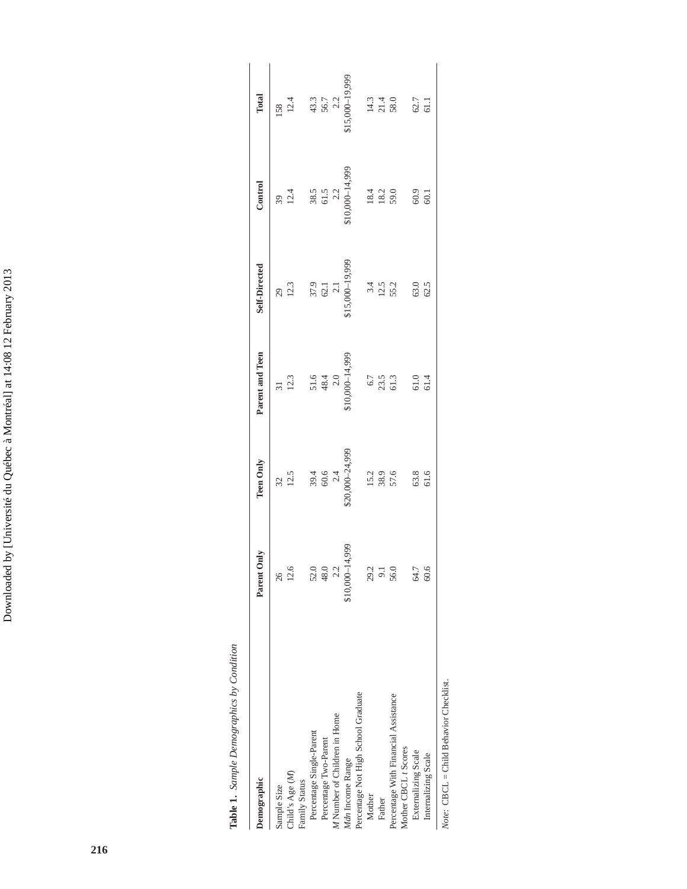**Table 1.** *Sample Demographics by Condition*

| Demographic | Parent Only | Teen Only | Parent and Teen | Self-Directed | Control | Total |
|---|---|---|---|---|---|---|
| Sample Size | 26 | 32 | 31 | 29 | 39 | 158 |
| Child's Age (*M*) | 12.6 | 12.5 | 12.3 | 12.3 | 12.4 | 12.4 |
| Family Status | | | | | | |
| Percentage Single-Parent | 52.0 | 39.4 | 51.6 | 37.9 | 38.5 | 43.3 |
| Percentage Two-Parent | 48.0 | 60.6 | 48.4 | 62.1 | 61.5 | 56.7 |
| *M* Number of Children in Home | 2.2 | 2.4 | 2.0 | 2.1 | 2.2 | 2.2 |
| *Mdn* Income Range | \$10,000–14,999 | \$20,000–24,999 | \$10,000–14,999 | \$15,000–19,999 | \$10,000–14,999 | \$15,000–19,999 |
| Percentage Not High School Graduate | | | | | | |
| Mother | 29.2 | 15.2 | 6.7 | 3.4 | 18.4 | 14.3 |
| Father | 9.1 | 38.9 | 23.5 | 12.5 | 18.2 | 21.4 |
| Percentage With Financial Assistance | 56.0 | 57.6 | 61.3 | 55.2 | 59.0 | 58.0 |
| Mother CBCL *t* Scores | | | | | | |
| Externalizing Scale | 64.7 | 63.8 | 61.0 | 63.0 | 60.9 | 62.7 |
| Internalizing Scale | 60.6 | 61.6 | 61.4 | 62.5 | 60.1 | 61.1 |

*Note:* CBCL = Child Behavior Checklist.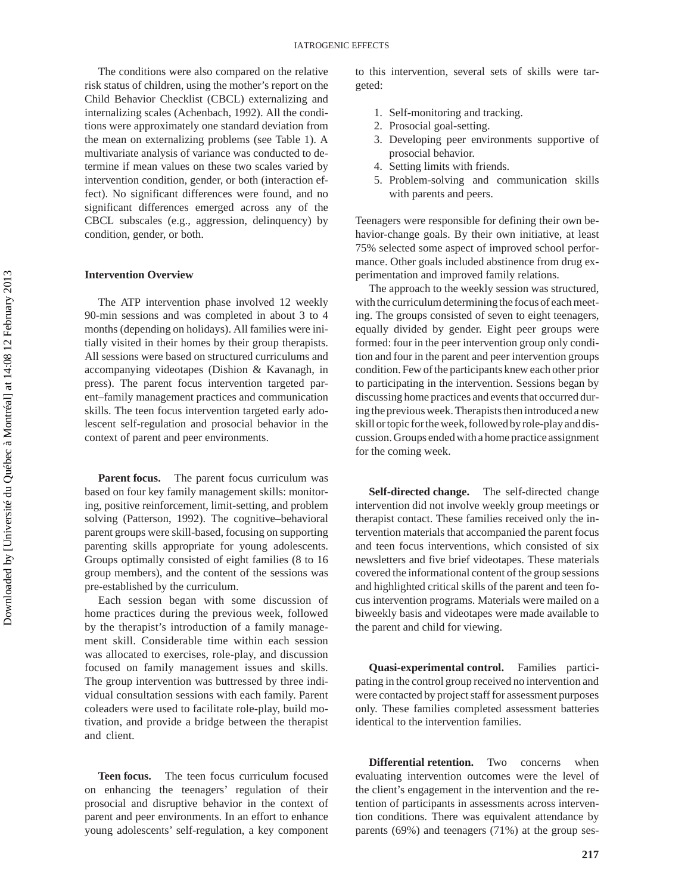The conditions were also compared on the relative risk status of children, using the mother's report on the Child Behavior Checklist (CBCL) externalizing and internalizing scales (Achenbach, 1992). All the conditions were approximately one standard deviation from the mean on externalizing problems (see Table 1). A multivariate analysis of variance was conducted to determine if mean values on these two scales varied by intervention condition, gender, or both (interaction effect). No significant differences were found, and no significant differences emerged across any of the CBCL subscales (e.g., aggression, delinquency) by condition, gender, or both.

### Intervention Overview

The ATP intervention phase involved 12 weekly 90-min sessions and was completed in about 3 to 4 months (depending on holidays). All families were initially visited in their homes by their group therapists. All sessions were based on structured curriculums and accompanying videotapes (Dishion & Kavanagh, in press). The parent focus intervention targeted parent–family management practices and communication skills. The teen focus intervention targeted early adolescent self-regulation and prosocial behavior in the context of parent and peer environments.

**Parent focus.** The parent focus curriculum was based on four key family management skills: monitoring, positive reinforcement, limit-setting, and problem solving (Patterson, 1992). The cognitive–behavioral parent groups were skill-based, focusing on supporting parenting skills appropriate for young adolescents. Groups optimally consisted of eight families (8 to 16 group members), and the content of the sessions was pre-established by the curriculum.

Each session began with some discussion of home practices during the previous week, followed by the therapist's introduction of a family management skill. Considerable time within each session was allocated to exercises, role-play, and discussion focused on family management issues and skills. The group intervention was buttressed by three individual consultation sessions with each family. Parent coleaders were used to facilitate role-play, build motivation, and provide a bridge between the therapist and client.

**Teen focus.** The teen focus curriculum focused on enhancing the teenagers' regulation of their prosocial and disruptive behavior in the context of parent and peer environments. In an effort to enhance young adolescents' self-regulation, a key component to this intervention, several sets of skills were targeted:

1. Self-monitoring and tracking.
2. Prosocial goal-setting.
3. Developing peer environments supportive of prosocial behavior.
4. Setting limits with friends.
5. Problem-solving and communication skills with parents and peers.

Teenagers were responsible for defining their own behavior-change goals. By their own initiative, at least 75% selected some aspect of improved school performance. Other goals included abstinence from drug experimentation and improved family relations.

The approach to the weekly session was structured, with the curriculum determining the focus of each meeting. The groups consisted of seven to eight teenagers, equally divided by gender. Eight peer groups were formed: four in the peer intervention group only condition and four in the parent and peer intervention groups condition. Few of the participants knew each other prior to participating in the intervention. Sessions began by discussing home practices and events that occurred during the previous week. Therapists then introduced a new skill or topic for the week, followed by role-play and discussion. Groups ended with a home practice assignment for the coming week.

**Self-directed change.** The self-directed change intervention did not involve weekly group meetings or therapist contact. These families received only the intervention materials that accompanied the parent focus and teen focus interventions, which consisted of six newsletters and five brief videotapes. These materials covered the informational content of the group sessions and highlighted critical skills of the parent and teen focus intervention programs. Materials were mailed on a biweekly basis and videotapes were made available to the parent and child for viewing.

**Quasi-experimental control.** Families participating in the control group received no intervention and were contacted by project staff for assessment purposes only. These families completed assessment batteries identical to the intervention families.

**Differential retention.** Two concerns when evaluating intervention outcomes were the level of the client's engagement in the intervention and the retention of participants in assessments across intervention conditions. There was equivalent attendance by parents (69%) and teenagers (71%) at the group ses-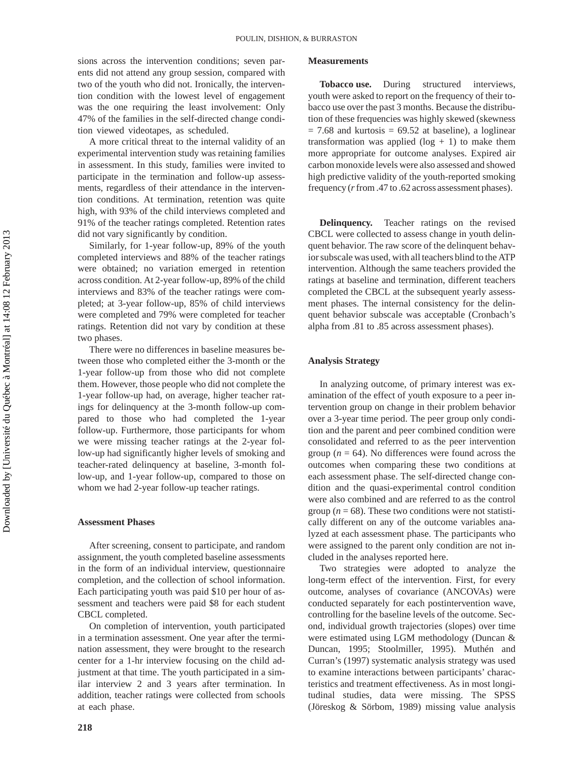sions across the intervention conditions; seven parents did not attend any group session, compared with two of the youth who did not. Ironically, the intervention condition with the lowest level of engagement was the one requiring the least involvement: Only 47% of the families in the self-directed change condition viewed videotapes, as scheduled.

A more critical threat to the internal validity of an experimental intervention study was retaining families in assessment. In this study, families were invited to participate in the termination and follow-up assessments, regardless of their attendance in the intervention conditions. At termination, retention was quite high, with 93% of the child interviews completed and 91% of the teacher ratings completed. Retention rates did not vary significantly by condition.

Similarly, for 1-year follow-up, 89% of the youth completed interviews and 88% of the teacher ratings were obtained; no variation emerged in retention across condition. At 2-year follow-up, 89% of the child interviews and 83% of the teacher ratings were completed; at 3-year follow-up, 85% of child interviews were completed and 79% were completed for teacher ratings. Retention did not vary by condition at these two phases.

There were no differences in baseline measures between those who completed either the 3-month or the 1-year follow-up from those who did not complete them. However, those people who did not complete the 1-year follow-up had, on average, higher teacher ratings for delinquency at the 3-month follow-up compared to those who had completed the 1-year follow-up. Furthermore, those participants for whom we were missing teacher ratings at the 2-year follow-up had significantly higher levels of smoking and teacher-rated delinquency at baseline, 3-month follow-up, and 1-year follow-up, compared to those on whom we had 2-year follow-up teacher ratings.

### Assessment Phases

After screening, consent to participate, and random assignment, the youth completed baseline assessments in the form of an individual interview, questionnaire completion, and the collection of school information. Each participating youth was paid $10 per hour of assessment and teachers were paid $8 for each student CBCL completed.

On completion of intervention, youth participated in a termination assessment. One year after the termination assessment, they were brought to the research center for a 1-hr interview focusing on the child adjustment at that time. The youth participated in a similar interview 2 and 3 years after termination. In addition, teacher ratings were collected from schools at each phase.

### Measurements

**Tobacco use.** During structured interviews, youth were asked to report on the frequency of their tobacco use over the past 3 months. Because the distribution of these frequencies was highly skewed (skewness = 7.68 and kurtosis = 69.52 at baseline), a loglinear transformation was applied (log + 1) to make them more appropriate for outcome analyses. Expired air carbon monoxide levels were also assessed and showed high predictive validity of the youth-reported smoking frequency (*r* from .47 to .62 across assessment phases).

**Delinquency.** Teacher ratings on the revised CBCL were collected to assess change in youth delinquent behavior. The raw score of the delinquent behavior subscale was used, with all teachers blind to the ATP intervention. Although the same teachers provided the ratings at baseline and termination, different teachers completed the CBCL at the subsequent yearly assessment phases. The internal consistency for the delinquent behavior subscale was acceptable (Cronbach's alpha from .81 to .85 across assessment phases).

### Analysis Strategy

In analyzing outcome, of primary interest was examination of the effect of youth exposure to a peer intervention group on change in their problem behavior over a 3-year time period. The peer group only condition and the parent and peer combined condition were consolidated and referred to as the peer intervention group ($n$ = 64). No differences were found across the outcomes when comparing these two conditions at each assessment phase. The self-directed change condition and the quasi-experimental control condition were also combined and are referred to as the control group ($n$ = 68). These two conditions were not statistically different on any of the outcome variables analyzed at each assessment phase. The participants who were assigned to the parent only condition are not included in the analyses reported here.

Two strategies were adopted to analyze the long-term effect of the intervention. First, for every outcome, analyses of covariance (ANCOVAs) were conducted separately for each postintervention wave, controlling for the baseline levels of the outcome. Second, individual growth trajectories (slopes) over time were estimated using LGM methodology (Duncan & Duncan, 1995; Stoolmiller, 1995). Muthén and Curran's (1997) systematic analysis strategy was used to examine interactions between participants' characteristics and treatment effectiveness. As in most longitudinal studies, data were missing. The SPSS (Jöreskog & Sörbom, 1989) missing value analysis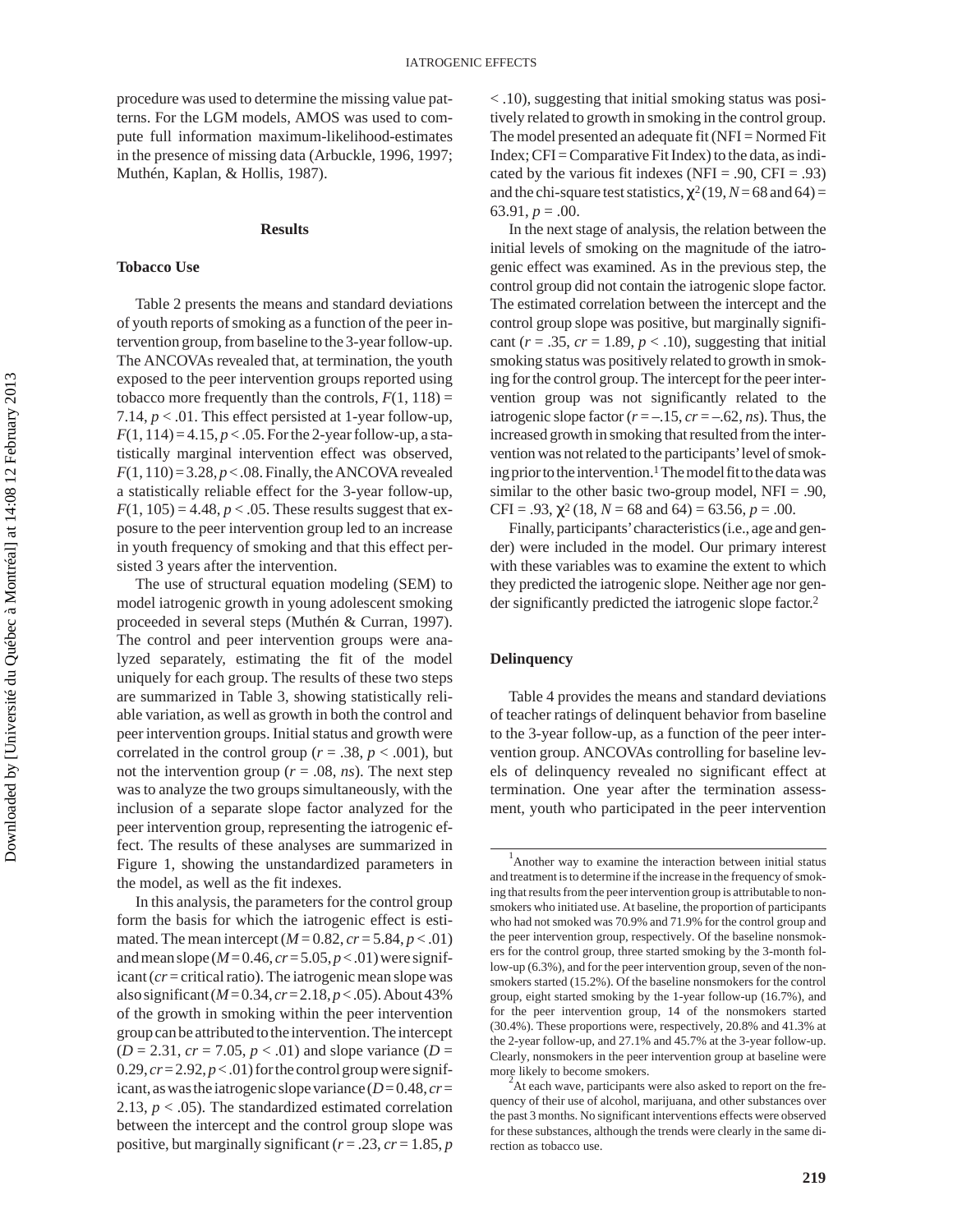procedure was used to determine the missing value patterns. For the LGM models, AMOS was used to compute full information maximum-likelihood-estimates in the presence of missing data (Arbuckle, 1996, 1997; Muthén, Kaplan, & Hollis, 1987).

## Results

### Tobacco Use

Table 2 presents the means and standard deviations of youth reports of smoking as a function of the peer intervention group, from baseline to the 3-year follow-up. The ANCOVAs revealed that, at termination, the youth exposed to the peer intervention groups reported using tobacco more frequently than the controls, $F(1, 118) = 7.14$, $p < .01$. This effect persisted at 1-year follow-up, $F(1, 114) = 4.15$, $p < .05$. For the 2-year follow-up, a statistically marginal intervention effect was observed, $F(1, 110) = 3.28$, $p < .08$. Finally, the ANCOVA revealed a statistically reliable effect for the 3-year follow-up, $F(1, 105) = 4.48$, $p < .05$. These results suggest that exposure to the peer intervention group led to an increase in youth frequency of smoking and that this effect persisted 3 years after the intervention.

The use of structural equation modeling (SEM) to model iatrogenic growth in young adolescent smoking proceeded in several steps (Muthén & Curran, 1997). The control and peer intervention groups were analyzed separately, estimating the fit of the model uniquely for each group. The results of these two steps are summarized in Table 3, showing statistically reliable variation, as well as growth in both the control and peer intervention groups. Initial status and growth were correlated in the control group ($r = .38$, $p < .001$), but not the intervention group ($r = .08$, *ns*). The next step was to analyze the two groups simultaneously, with the inclusion of a separate slope factor analyzed for the peer intervention group, representing the iatrogenic effect. The results of these analyses are summarized in Figure 1, showing the unstandardized parameters in the model, as well as the fit indexes.

In this analysis, the parameters for the control group form the basis for which the iatrogenic effect is estimated. The mean intercept ($M = 0.82$, $cr = 5.84$, $p < .01$) and mean slope ($M = 0.46$, $cr = 5.05$, $p < .01$) were significant ($cr$ = critical ratio). The iatrogenic mean slope was also significant ($M = 0.34$, $cr = 2.18$, $p < .05$). About 43% of the growth in smoking within the peer intervention group can be attributed to the intervention. The intercept ($D = 2.31$, $cr = 7.05$, $p < .01$) and slope variance ($D = 0.29$, $cr = 2.92$, $p < .01$) for the control group were significant, as was the iatrogenic slope variance ($D = 0.48$, $cr = 2.13$, $p < .05$). The standardized estimated correlation between the intercept and the control group slope was positive, but marginally significant ($r = .23$, $cr = 1.85$, $p < .10$), suggesting that initial smoking status was positively related to growth in smoking in the control group. The model presented an adequate fit (NFI = Normed Fit Index; CFI = Comparative Fit Index) to the data, as indicated by the various fit indexes (NFI = .90, CFI = .93) and the chi-square test statistics, $\chi^2(19, N = 68 \text{ and } 64) = 63.91$, $p = .00$.

In the next stage of analysis, the relation between the initial levels of smoking on the magnitude of the iatrogenic effect was examined. As in the previous step, the control group did not contain the iatrogenic slope factor. The estimated correlation between the intercept and the control group slope was positive, but marginally significant ($r = .35$, $cr = 1.89$, $p < .10$), suggesting that initial smoking status was positively related to growth in smoking for the control group. The intercept for the peer intervention group was not significantly related to the iatrogenic slope factor ($r = -.15$, $cr = -.62$, *ns*). Thus, the increased growth in smoking that resulted from the intervention was not related to the participants' level of smoking prior to the intervention.[1] The model fit to the data was similar to the other basic two-group model, NFI = .90, CFI = .93, $\chi^2(18, N = 68 \text{ and } 64) = 63.56$, $p = .00$.

Finally, participants' characteristics (i.e., age and gender) were included in the model. Our primary interest with these variables was to examine the extent to which they predicted the iatrogenic slope. Neither age nor gender significantly predicted the iatrogenic slope factor.[2]

### Delinquency

Table 4 provides the means and standard deviations of teacher ratings of delinquent behavior from baseline to the 3-year follow-up, as a function of the peer intervention group. ANCOVAs controlling for baseline levels of delinquency revealed no significant effect at termination. One year after the termination assessment, youth who participated in the peer intervention

---

[1]Another way to examine the interaction between initial status and treatment is to determine if the increase in the frequency of smoking that results from the peer intervention group is attributable to nonsmokers who initiated use. At baseline, the proportion of participants who had not smoked was 70.9% and 71.9% for the control group and the peer intervention group, respectively. Of the baseline nonsmokers for the control group, three started smoking by the 3-month follow-up (6.3%), and for the peer intervention group, seven of the nonsmokers started (15.2%). Of the baseline nonsmokers for the control group, eight started smoking by the 1-year follow-up (16.7%), and for the peer intervention group, 14 of the nonsmokers started (30.4%). These proportions were, respectively, 20.8% and 41.3% at the 2-year follow-up, and 27.1% and 45.7% at the 3-year follow-up. Clearly, nonsmokers in the peer intervention group at baseline were more likely to become smokers.

[2]At each wave, participants were also asked to report on the frequency of their use of alcohol, marijuana, and other substances over the past 3 months. No significant interventions effects were observed for these substances, although the trends were clearly in the same direction as tobacco use.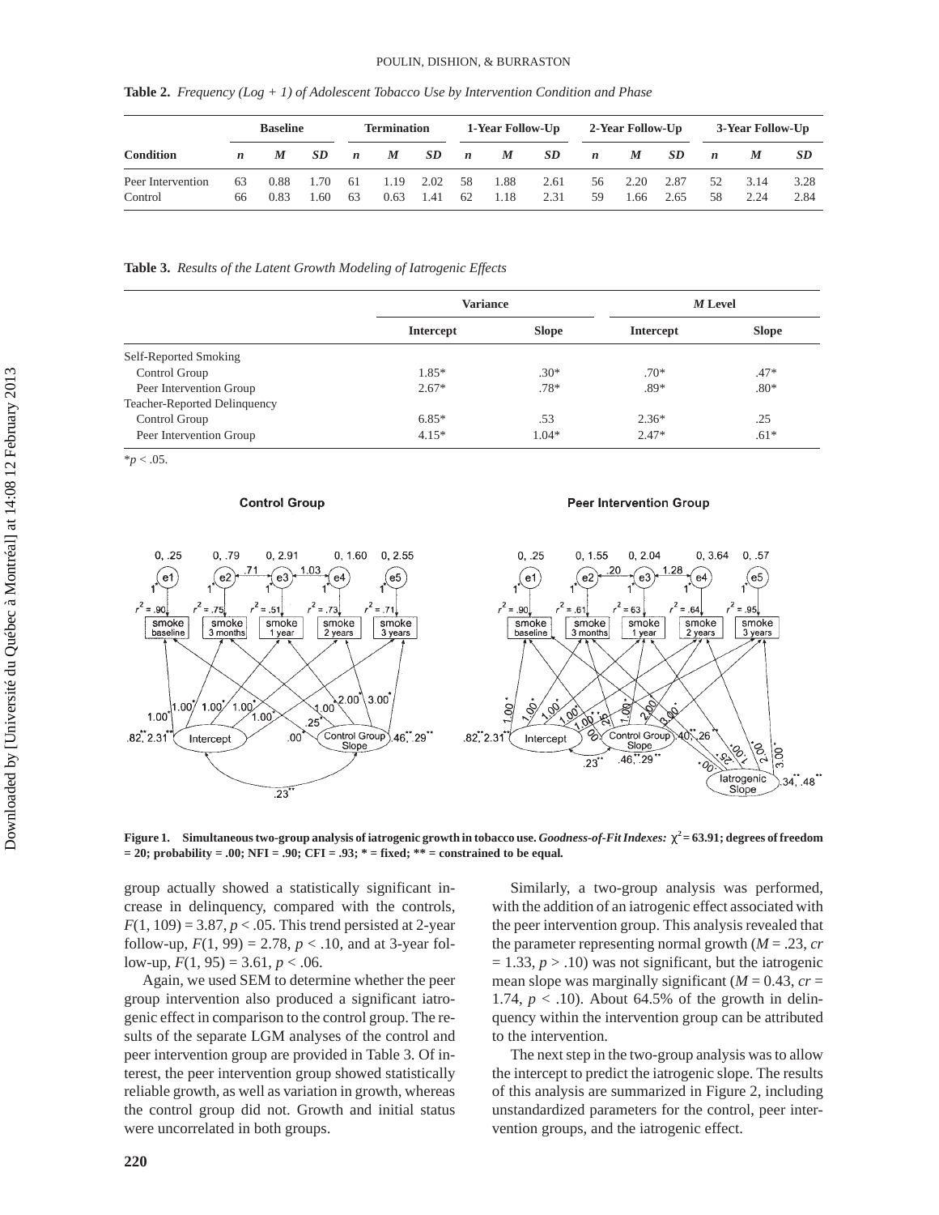**Table 2.** *Frequency (Log + 1) of Adolescent Tobacco Use by Intervention Condition and Phase*

| | Baseline | | | Termination | | | 1-Year Follow-Up | | | 2-Year Follow-Up | | | 3-Year Follow-Up | | |
|---|---|---|---|---|---|---|---|---|---|---|---|---|---|---|---|
| **Condition** | *n* | *M* | *SD* | *n* | *M* | *SD* | *n* | *M* | *SD* | *n* | *M* | *SD* | *n* | *M* | *SD* |
| Peer Intervention | 63 | 0.88 | 1.70 | 61 | 1.19 | 2.02 | 58 | 1.88 | 2.61 | 56 | 2.20 | 2.87 | 52 | 3.14 | 3.28 |
| Control | 66 | 0.83 | 1.60 | 63 | 0.63 | 1.41 | 62 | 1.18 | 2.31 | 59 | 1.66 | 2.65 | 58 | 2.24 | 2.84 |

**Table 3.** *Results of the Latent Growth Modeling of Iatrogenic Effects*

| | Variance | | *M* Level | |
|---|---|---|---|---|
| | **Intercept** | **Slope** | **Intercept** | **Slope** |
| Self-Reported Smoking | | | | |
| Control Group | 1.85* | .30* | .70* | .47* |
| Peer Intervention Group | 2.67* | .78* | .89* | .80* |
| Teacher-Reported Delinquency | | | | |
| Control Group | 6.85* | .53 | 2.36* | .25 |
| Peer Intervention Group | 4.15* | 1.04* | 2.47* | .61* |

*$p < .05$.

**Figure 1.** **Simultaneous two-group analysis of iatrogenic growth in tobacco use.** ***Goodness-of-Fit Indexes:*** **$\chi^2$ = 63.91; degrees of freedom = 20; probability = .00; NFI = .90; CFI = .93; * = fixed; ** = constrained to be equal.**

group actually showed a statistically significant increase in delinquency, compared with the controls, $F(1, 109) = 3.87$, $p < .05$. This trend persisted at 2-year follow-up, $F(1, 99) = 2.78$, $p < .10$, and at 3-year follow-up, $F(1, 95) = 3.61$, $p < .06$.

Again, we used SEM to determine whether the peer group intervention also produced a significant iatrogenic effect in comparison to the control group. The results of the separate LGM analyses of the control and peer intervention group are provided in Table 3. Of interest, the peer intervention group showed statistically reliable growth, as well as variation in growth, whereas the control group did not. Growth and initial status were uncorrelated in both groups.

Similarly, a two-group analysis was performed, with the addition of an iatrogenic effect associated with the peer intervention group. This analysis revealed that the parameter representing normal growth ($M = .23$, $cr = 1.33$, $p > .10$) was not significant, but the iatrogenic mean slope was marginally significant ($M = 0.43$, $cr = 1.74$, $p < .10$). About 64.5% of the growth in delinquency within the intervention group can be attributed to the intervention.

The next step in the two-group analysis was to allow the intercept to predict the iatrogenic slope. The results of this analysis are summarized in Figure 2, including unstandardized parameters for the control, peer intervention groups, and the iatrogenic effect.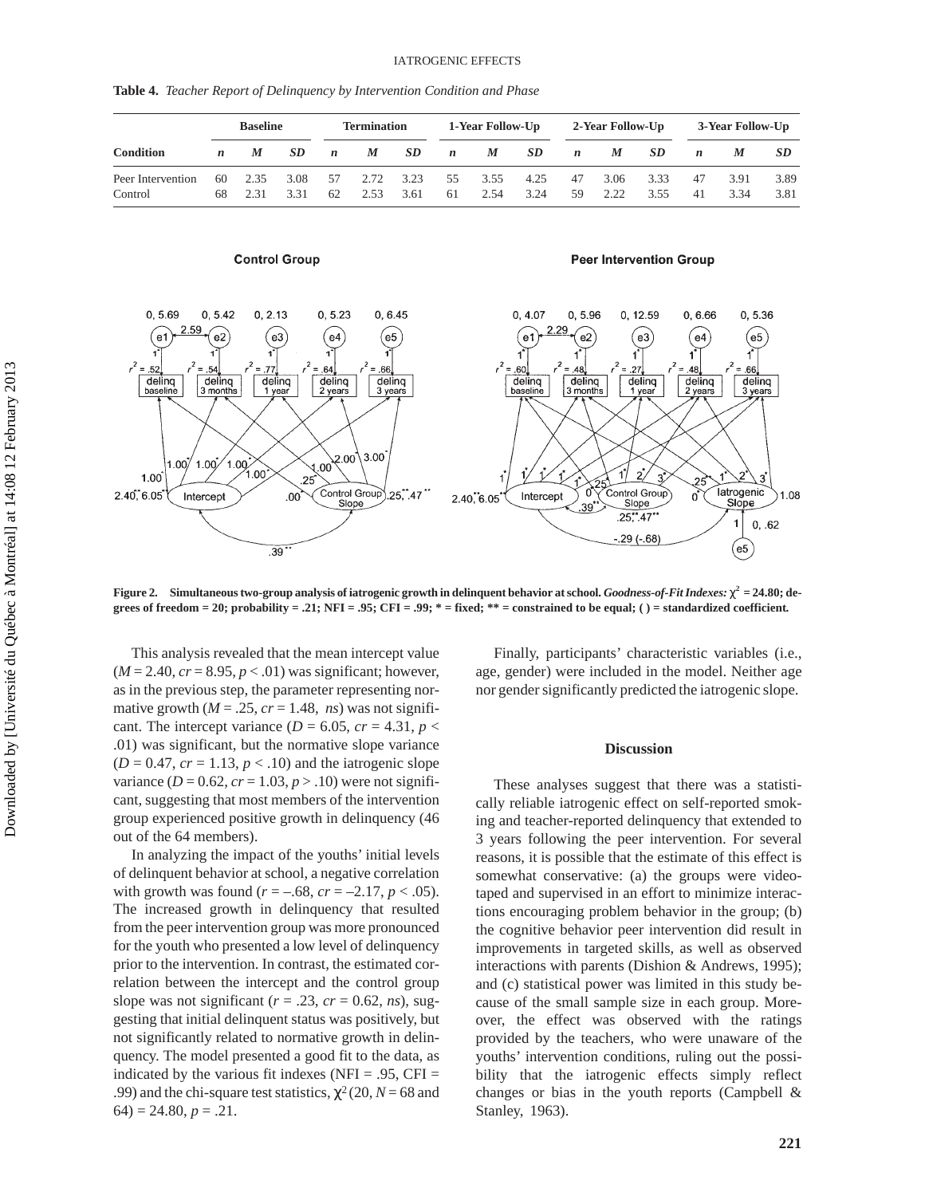**Table 4.** *Teacher Report of Delinquency by Intervention Condition and Phase*

| Condition | Baseline | | | Termination | | | 1-Year Follow-Up | | | 2-Year Follow-Up | | | 3-Year Follow-Up | | |
|---|---|---|---|---|---|---|---|---|---|---|---|---|---|---|---|
| | *n* | *M* | *SD* | *n* | *M* | *SD* | *n* | *M* | *SD* | *n* | *M* | *SD* | *n* | *M* | *SD* |
| Peer Intervention | 60 | 2.35 | 3.08 | 57 | 2.72 | 3.23 | 55 | 3.55 | 4.25 | 47 | 3.06 | 3.33 | 47 | 3.91 | 3.89 |
| Control | 68 | 2.31 | 3.31 | 62 | 2.53 | 3.61 | 61 | 2.54 | 3.24 | 59 | 2.22 | 3.55 | 41 | 3.34 | 3.81 |

**Figure 2. Simultaneous two-group analysis of iatrogenic growth in delinquent behavior at school.** ***Goodness-of-Fit Indexes:*** **$\chi^2$ = 24.80; degrees of freedom = 20; probability = .21; NFI = .95; CFI = .99; * = fixed; ** = constrained to be equal; ( ) = standardized coefficient.**

This analysis revealed that the mean intercept value ($M$ = 2.40, $cr$ = 8.95, $p$ < .01) was significant; however, as in the previous step, the parameter representing normative growth ($M$ = .25, $cr$ = 1.48, *ns*) was not significant. The intercept variance ($D$ = 6.05, $cr$ = 4.31, $p$ < .01) was significant, but the normative slope variance ($D$ = 0.47, $cr$ = 1.13, $p$ < .10) and the iatrogenic slope variance ($D$ = 0.62, $cr$ = 1.03, $p$ > .10) were not significant, suggesting that most members of the intervention group experienced positive growth in delinquency (46 out of the 64 members).

In analyzing the impact of the youths' initial levels of delinquent behavior at school, a negative correlation with growth was found ($r$ = –.68, $cr$ = –2.17, $p$ < .05). The increased growth in delinquency that resulted from the peer intervention group was more pronounced for the youth who presented a low level of delinquency prior to the intervention. In contrast, the estimated correlation between the intercept and the control group slope was not significant ($r$ = .23, $cr$ = 0.62, *ns*), suggesting that initial delinquent status was positively, but not significantly related to normative growth in delinquency. The model presented a good fit to the data, as indicated by the various fit indexes (NFI = .95, CFI = .99) and the chi-square test statistics, $\chi^2$(20, $N$ = 68 and 64) = 24.80, $p$ = .21.

Finally, participants' characteristic variables (i.e., age, gender) were included in the model. Neither age nor gender significantly predicted the iatrogenic slope.

## Discussion

These analyses suggest that there was a statistically reliable iatrogenic effect on self-reported smoking and teacher-reported delinquency that extended to 3 years following the peer intervention. For several reasons, it is possible that the estimate of this effect is somewhat conservative: (a) the groups were videotaped and supervised in an effort to minimize interactions encouraging problem behavior in the group; (b) the cognitive behavior peer intervention did result in improvements in targeted skills, as well as observed interactions with parents (Dishion & Andrews, 1995); and (c) statistical power was limited in this study because of the small sample size in each group. Moreover, the effect was observed with the ratings provided by the teachers, who were unaware of the youths' intervention conditions, ruling out the possibility that the iatrogenic effects simply reflect changes or bias in the youth reports (Campbell & Stanley, 1963).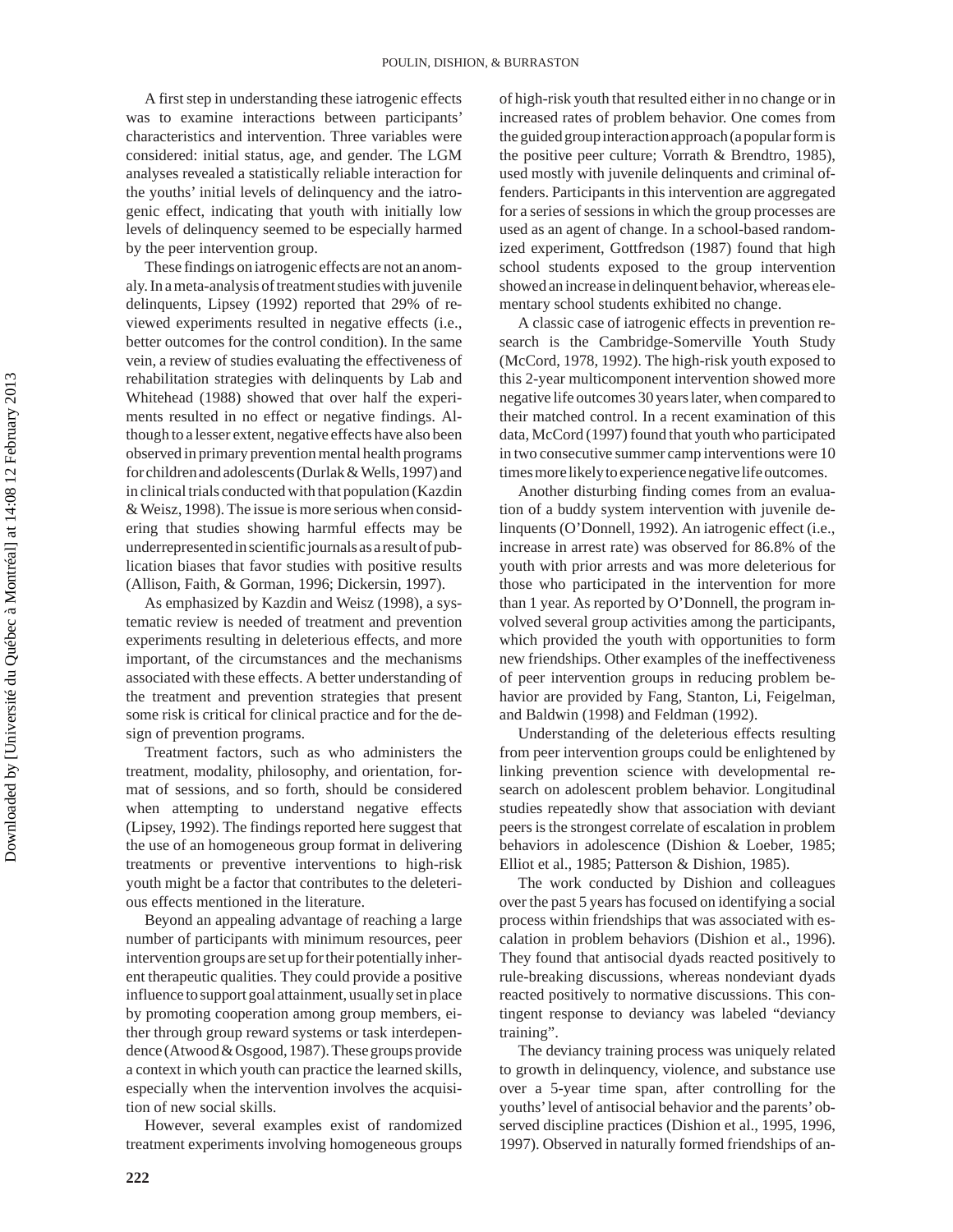A first step in understanding these iatrogenic effects was to examine interactions between participants' characteristics and intervention. Three variables were considered: initial status, age, and gender. The LGM analyses revealed a statistically reliable interaction for the youths' initial levels of delinquency and the iatrogenic effect, indicating that youth with initially low levels of delinquency seemed to be especially harmed by the peer intervention group.

These findings on iatrogenic effects are not an anomaly. In a meta-analysis of treatment studies with juvenile delinquents, Lipsey (1992) reported that 29% of reviewed experiments resulted in negative effects (i.e., better outcomes for the control condition). In the same vein, a review of studies evaluating the effectiveness of rehabilitation strategies with delinquents by Lab and Whitehead (1988) showed that over half the experiments resulted in no effect or negative findings. Although to a lesser extent, negative effects have also been observed in primary prevention mental health programs for children and adolescents (Durlak & Wells, 1997) and in clinical trials conducted with that population (Kazdin & Weisz, 1998). The issue is more serious when considering that studies showing harmful effects may be underrepresented in scientific journals as a result of publication biases that favor studies with positive results (Allison, Faith, & Gorman, 1996; Dickersin, 1997).

As emphasized by Kazdin and Weisz (1998), a systematic review is needed of treatment and prevention experiments resulting in deleterious effects, and more important, of the circumstances and the mechanisms associated with these effects. A better understanding of the treatment and prevention strategies that present some risk is critical for clinical practice and for the design of prevention programs.

Treatment factors, such as who administers the treatment, modality, philosophy, and orientation, format of sessions, and so forth, should be considered when attempting to understand negative effects (Lipsey, 1992). The findings reported here suggest that the use of an homogeneous group format in delivering treatments or preventive interventions to high-risk youth might be a factor that contributes to the deleterious effects mentioned in the literature.

Beyond an appealing advantage of reaching a large number of participants with minimum resources, peer intervention groups are set up for their potentially inherent therapeutic qualities. They could provide a positive influence to support goal attainment, usually set in place by promoting cooperation among group members, either through group reward systems or task interdependence (Atwood & Osgood, 1987). These groups provide a context in which youth can practice the learned skills, especially when the intervention involves the acquisition of new social skills.

However, several examples exist of randomized treatment experiments involving homogeneous groups of high-risk youth that resulted either in no change or in increased rates of problem behavior. One comes from the guided group interaction approach (a popular form is the positive peer culture; Vorrath & Brendtro, 1985), used mostly with juvenile delinquents and criminal offenders. Participants in this intervention are aggregated for a series of sessions in which the group processes are used as an agent of change. In a school-based randomized experiment, Gottfredson (1987) found that high school students exposed to the group intervention showed an increase in delinquent behavior, whereas elementary school students exhibited no change.

A classic case of iatrogenic effects in prevention research is the Cambridge-Somerville Youth Study (McCord, 1978, 1992). The high-risk youth exposed to this 2-year multicomponent intervention showed more negative life outcomes 30 years later, when compared to their matched control. In a recent examination of this data, McCord (1997) found that youth who participated in two consecutive summer camp interventions were 10 times more likely to experience negative life outcomes.

Another disturbing finding comes from an evaluation of a buddy system intervention with juvenile delinquents (O'Donnell, 1992). An iatrogenic effect (i.e., increase in arrest rate) was observed for 86.8% of the youth with prior arrests and was more deleterious for those who participated in the intervention for more than 1 year. As reported by O'Donnell, the program involved several group activities among the participants, which provided the youth with opportunities to form new friendships. Other examples of the ineffectiveness of peer intervention groups in reducing problem behavior are provided by Fang, Stanton, Li, Feigelman, and Baldwin (1998) and Feldman (1992).

Understanding of the deleterious effects resulting from peer intervention groups could be enlightened by linking prevention science with developmental research on adolescent problem behavior. Longitudinal studies repeatedly show that association with deviant peers is the strongest correlate of escalation in problem behaviors in adolescence (Dishion & Loeber, 1985; Elliot et al., 1985; Patterson & Dishion, 1985).

The work conducted by Dishion and colleagues over the past 5 years has focused on identifying a social process within friendships that was associated with escalation in problem behaviors (Dishion et al., 1996). They found that antisocial dyads reacted positively to rule-breaking discussions, whereas nondeviant dyads reacted positively to normative discussions. This contingent response to deviancy was labeled "deviancy training".

The deviancy training process was uniquely related to growth in delinquency, violence, and substance use over a 5-year time span, after controlling for the youths' level of antisocial behavior and the parents' observed discipline practices (Dishion et al., 1995, 1996, 1997). Observed in naturally formed friendships of an-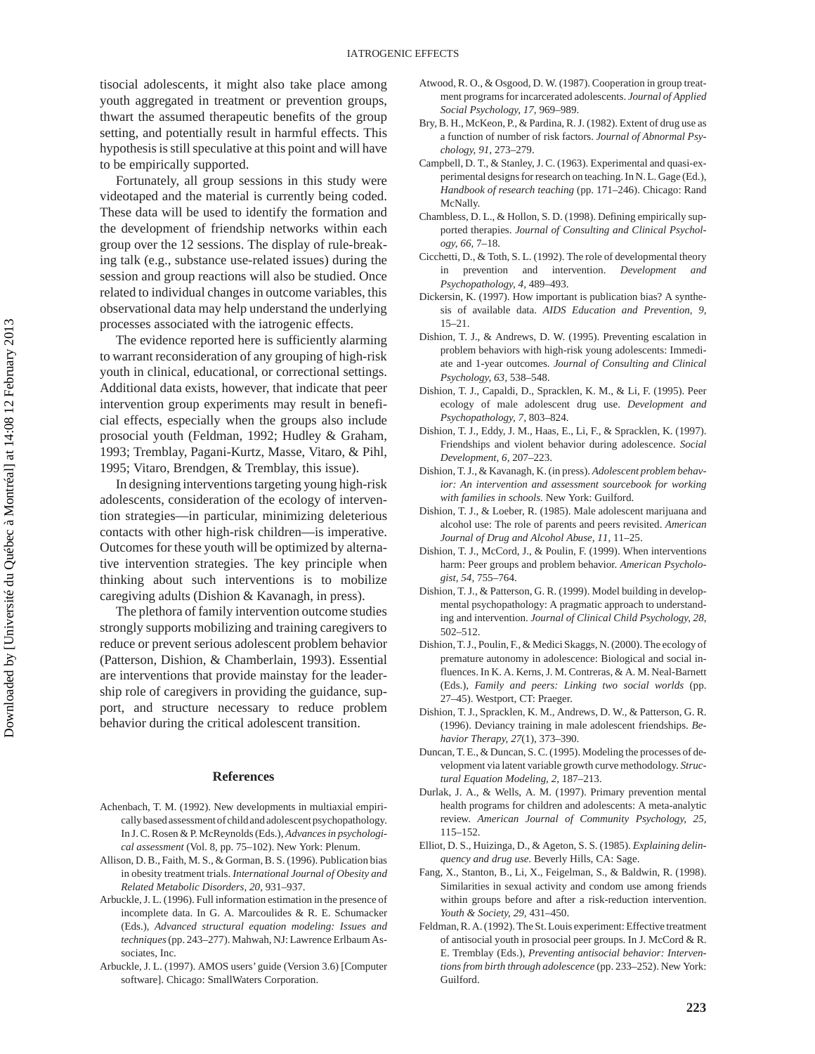tisocial adolescents, it might also take place among youth aggregated in treatment or prevention groups, thwart the assumed therapeutic benefits of the group setting, and potentially result in harmful effects. This hypothesis is still speculative at this point and will have to be empirically supported.

Fortunately, all group sessions in this study were videotaped and the material is currently being coded. These data will be used to identify the formation and the development of friendship networks within each group over the 12 sessions. The display of rule-breaking talk (e.g., substance use-related issues) during the session and group reactions will also be studied. Once related to individual changes in outcome variables, this observational data may help understand the underlying processes associated with the iatrogenic effects.

The evidence reported here is sufficiently alarming to warrant reconsideration of any grouping of high-risk youth in clinical, educational, or correctional settings. Additional data exists, however, that indicate that peer intervention group experiments may result in beneficial effects, especially when the groups also include prosocial youth (Feldman, 1992; Hudley & Graham, 1993; Tremblay, Pagani-Kurtz, Masse, Vitaro, & Pihl, 1995; Vitaro, Brendgen, & Tremblay, this issue).

In designing interventions targeting young high-risk adolescents, consideration of the ecology of intervention strategies—in particular, minimizing deleterious contacts with other high-risk children—is imperative. Outcomes for these youth will be optimized by alternative intervention strategies. The key principle when thinking about such interventions is to mobilize caregiving adults (Dishion & Kavanagh, in press).

The plethora of family intervention outcome studies strongly supports mobilizing and training caregivers to reduce or prevent serious adolescent problem behavior (Patterson, Dishion, & Chamberlain, 1993). Essential are interventions that provide mainstay for the leadership role of caregivers in providing the guidance, support, and structure necessary to reduce problem behavior during the critical adolescent transition.

## References

Achenbach, T. M. (1992). New developments in multiaxial empirically based assessment of child and adolescent psychopathology. In J. C. Rosen & P. McReynolds (Eds.), *Advances in psychological assessment* (Vol. 8, pp. 75–102). New York: Plenum.

Allison, D. B., Faith, M. S., & Gorman, B. S. (1996). Publication bias in obesity treatment trials. *International Journal of Obesity and Related Metabolic Disorders, 20,* 931–937.

Arbuckle, J. L. (1996). Full information estimation in the presence of incomplete data. In G. A. Marcoulides & R. E. Schumacker (Eds.), *Advanced structural equation modeling: Issues and techniques* (pp. 243–277). Mahwah, NJ: Lawrence Erlbaum Associates, Inc.

Arbuckle, J. L. (1997). AMOS users' guide (Version 3.6) [Computer software]. Chicago: SmallWaters Corporation.

Atwood, R. O., & Osgood, D. W. (1987). Cooperation in group treatment programs for incarcerated adolescents. *Journal of Applied Social Psychology, 17,* 969–989.

Bry, B. H., McKeon, P., & Pardina, R. J. (1982). Extent of drug use as a function of number of risk factors. *Journal of Abnormal Psychology, 91,* 273–279.

Campbell, D. T., & Stanley, J. C. (1963). Experimental and quasi-experimental designs for research on teaching. In N. L. Gage (Ed.), *Handbook of research teaching* (pp. 171–246). Chicago: Rand McNally.

Chambless, D. L., & Hollon, S. D. (1998). Defining empirically supported therapies. *Journal of Consulting and Clinical Psychology, 66,* 7–18.

Cicchetti, D., & Toth, S. L. (1992). The role of developmental theory in prevention and intervention. *Development and Psychopathology, 4,* 489–493.

Dickersin, K. (1997). How important is publication bias? A synthesis of available data. *AIDS Education and Prevention, 9,* 15–21.

Dishion, T. J., & Andrews, D. W. (1995). Preventing escalation in problem behaviors with high-risk young adolescents: Immediate and 1-year outcomes. *Journal of Consulting and Clinical Psychology, 63,* 538–548.

Dishion, T. J., Capaldi, D., Spracklen, K. M., & Li, F. (1995). Peer ecology of male adolescent drug use. *Development and Psychopathology, 7,* 803–824.

Dishion, T. J., Eddy, J. M., Haas, E., Li, F., & Spracklen, K. (1997). Friendships and violent behavior during adolescence. *Social Development, 6,* 207–223.

Dishion, T. J., & Kavanagh, K. (in press). *Adolescent problem behavior: An intervention and assessment sourcebook for working with families in schools.* New York: Guilford.

Dishion, T. J., & Loeber, R. (1985). Male adolescent marijuana and alcohol use: The role of parents and peers revisited. *American Journal of Drug and Alcohol Abuse, 11,* 11–25.

Dishion, T. J., McCord, J., & Poulin, F. (1999). When interventions harm: Peer groups and problem behavior. *American Psychologist, 54,* 755–764.

Dishion, T. J., & Patterson, G. R. (1999). Model building in developmental psychopathology: A pragmatic approach to understanding and intervention. *Journal of Clinical Child Psychology, 28,* 502–512.

Dishion, T. J., Poulin, F., & Medici Skaggs, N. (2000). The ecology of premature autonomy in adolescence: Biological and social influences. In K. A. Kerns, J. M. Contreras, & A. M. Neal-Barnett (Eds.), *Family and peers: Linking two social worlds* (pp. 27–45). Westport, CT: Praeger.

Dishion, T. J., Spracklen, K. M., Andrews, D. W., & Patterson, G. R. (1996). Deviancy training in male adolescent friendships. *Behavior Therapy, 27*(1), 373–390.

Duncan, T. E., & Duncan, S. C. (1995). Modeling the processes of development via latent variable growth curve methodology. *Structural Equation Modeling, 2,* 187–213.

Durlak, J. A., & Wells, A. M. (1997). Primary prevention mental health programs for children and adolescents: A meta-analytic review. *American Journal of Community Psychology, 25,* 115–152.

Elliot, D. S., Huizinga, D., & Ageton, S. S. (1985). *Explaining delinquency and drug use.* Beverly Hills, CA: Sage.

Fang, X., Stanton, B., Li, X., Feigelman, S., & Baldwin, R. (1998). Similarities in sexual activity and condom use among friends within groups before and after a risk-reduction intervention. *Youth & Society, 29,* 431–450.

Feldman, R. A. (1992). The St. Louis experiment: Effective treatment of antisocial youth in prosocial peer groups. In J. McCord & R. E. Tremblay (Eds.), *Preventing antisocial behavior: Interventions from birth through adolescence* (pp. 233–252). New York: Guilford.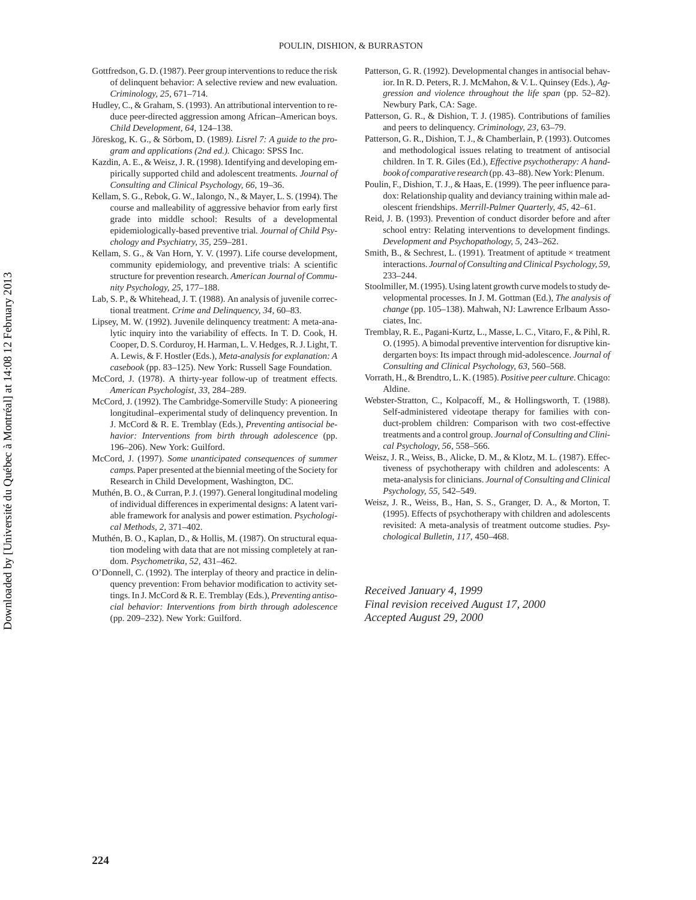Gottfredson, G. D. (1987). Peer group interventions to reduce the risk of delinquent behavior: A selective review and new evaluation. *Criminology, 25,* 671–714.

Hudley, C., & Graham, S. (1993). An attributional intervention to reduce peer-directed aggression among African–American boys. *Child Development, 64,* 124–138.

Jöreskog, K. G., & Sörbom, D. (1989*). Lisrel 7: A guide to the program and applications (2nd ed.).* Chicago: SPSS Inc.

Kazdin, A. E., & Weisz, J. R. (1998). Identifying and developing empirically supported child and adolescent treatments. *Journal of Consulting and Clinical Psychology, 66,* 19–36.

Kellam, S. G., Rebok, G. W., Ialongo, N., & Mayer, L. S. (1994). The course and malleability of aggressive behavior from early first grade into middle school: Results of a developmental epidemiologically-based preventive trial. *Journal of Child Psychology and Psychiatry, 35,* 259–281.

Kellam, S. G., & Van Horn, Y. V. (1997). Life course development, community epidemiology, and preventive trials: A scientific structure for prevention research. *American Journal of Community Psychology, 25,* 177–188.

Lab, S. P., & Whitehead, J. T. (1988). An analysis of juvenile correctional treatment. *Crime and Delinquency, 34,* 60–83.

Lipsey, M. W. (1992). Juvenile delinquency treatment: A meta-analytic inquiry into the variability of effects. In T. D. Cook, H. Cooper, D. S. Corduroy, H. Harman, L. V. Hedges, R. J. Light, T. A. Lewis, & F. Hostler (Eds.), *Meta-analysis for explanation: A casebook* (pp. 83–125). New York: Russell Sage Foundation.

McCord, J. (1978). A thirty-year follow-up of treatment effects. *American Psychologist, 33,* 284–289.

McCord, J. (1992). The Cambridge-Somerville Study: A pioneering longitudinal–experimental study of delinquency prevention. In J. McCord & R. E. Tremblay (Eds.), *Preventing antisocial behavior: Interventions from birth through adolescence* (pp. 196–206). New York: Guilford.

McCord, J. (1997). *Some unanticipated consequences of summer camps.* Paper presented at the biennial meeting of the Society for Research in Child Development, Washington, DC.

Muthén, B. O., & Curran, P. J. (1997). General longitudinal modeling of individual differences in experimental designs: A latent variable framework for analysis and power estimation. *Psychological Methods, 2,* 371–402.

Muthén, B. O., Kaplan, D., & Hollis, M. (1987). On structural equation modeling with data that are not missing completely at random. *Psychometrika, 52,* 431–462.

O'Donnell, C. (1992). The interplay of theory and practice in delinquency prevention: From behavior modification to activity settings. In J. McCord & R. E. Tremblay (Eds.), *Preventing antisocial behavior: Interventions from birth through adolescence* (pp. 209–232). New York: Guilford.

Patterson, G. R. (1992). Developmental changes in antisocial behavior. In R. D. Peters, R. J. McMahon, & V. L. Quinsey (Eds.), *Aggression and violence throughout the life span* (pp. 52–82). Newbury Park, CA: Sage.

Patterson, G. R., & Dishion, T. J. (1985). Contributions of families and peers to delinquency. *Criminology, 23,* 63–79.

Patterson, G. R., Dishion, T. J., & Chamberlain, P. (1993). Outcomes and methodological issues relating to treatment of antisocial children. In T. R. Giles (Ed.), *Effective psychotherapy: A handbook of comparative research* (pp. 43–88). New York: Plenum.

Poulin, F., Dishion, T. J., & Haas, E. (1999). The peer influence paradox: Relationship quality and deviancy training within male adolescent friendships. *Merrill-Palmer Quarterly, 45,* 42–61.

Reid, J. B. (1993). Prevention of conduct disorder before and after school entry: Relating interventions to development findings. *Development and Psychopathology, 5,* 243–262.

Smith, B., & Sechrest, L. (1991). Treatment of aptitude × treatment interactions. *Journal of Consulting and Clinical Psychology, 59,* 233–244.

Stoolmiller, M. (1995). Using latent growth curve models to study developmental processes. In J. M. Gottman (Ed.), *The analysis of change* (pp. 105–138). Mahwah, NJ: Lawrence Erlbaum Associates, Inc.

Tremblay, R. E., Pagani-Kurtz, L., Masse, L. C., Vitaro, F., & Pihl, R. O. (1995). A bimodal preventive intervention for disruptive kindergarten boys: Its impact through mid-adolescence. *Journal of Consulting and Clinical Psychology, 63,* 560–568.

Vorrath, H., & Brendtro, L. K. (1985). *Positive peer culture.* Chicago: Aldine.

Webster-Stratton, C., Kolpacoff, M., & Hollingsworth, T. (1988). Self-administered videotape therapy for families with conduct-problem children: Comparison with two cost-effective treatments and a control group. *Journal of Consulting and Clinical Psychology, 56,* 558–566.

Weisz, J. R., Weiss, B., Alicke, D. M., & Klotz, M. L. (1987). Effectiveness of psychotherapy with children and adolescents: A meta-analysis for clinicians. *Journal of Consulting and Clinical Psychology, 55,* 542–549.

Weisz, J. R., Weiss, B., Han, S. S., Granger, D. A., & Morton, T. (1995). Effects of psychotherapy with children and adolescents revisited: A meta-analysis of treatment outcome studies. *Psychological Bulletin, 117,* 450–468.

*Received January 4, 1999*
*Final revision received August 17, 2000*
*Accepted August 29, 2000*